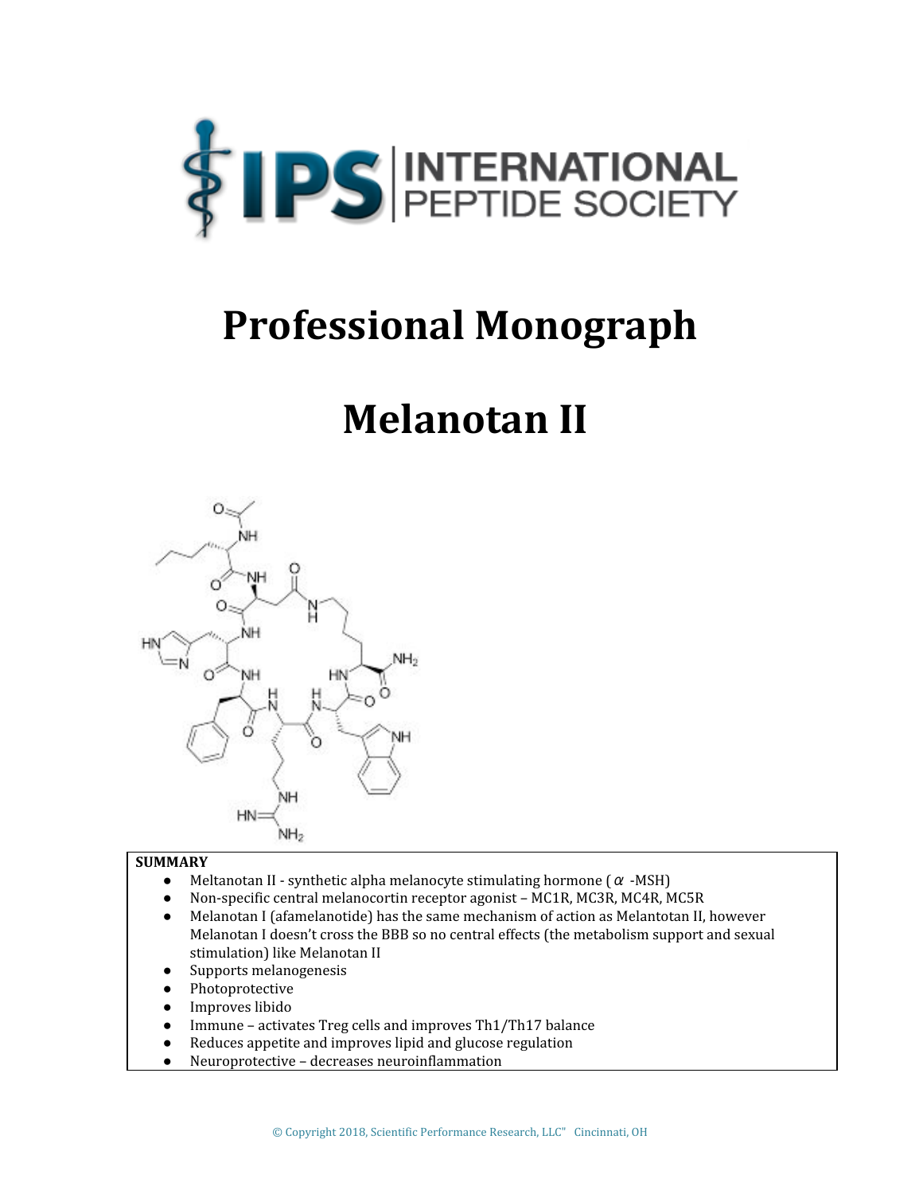# Professional Monograph

# Melanotan II

**SUMMARY**

- Meltanotan II - synthetic alpha melanocyte stimulating hormone ($\alpha$ -MSH)
- Non-specific central melanocortin receptor agonist – MC1R, MC3R, MC4R, MC5R
- Melanotan I (afamelanotide) has the same mechanism of action as Melantotan II, however Melanotan I doesn't cross the BBB so no central effects (the metabolism support and sexual stimulation) like Melanotan II
- Supports melanogenesis
- Photoprotective
- Improves libido
- Immune – activates Treg cells and improves Th1/Th17 balance
- Reduces appetite and improves lipid and glucose regulation
- Neuroprotective – decreases neuroinflammation

© Copyright 2018, Scientific Performance Research, LLC" Cincinnati, OH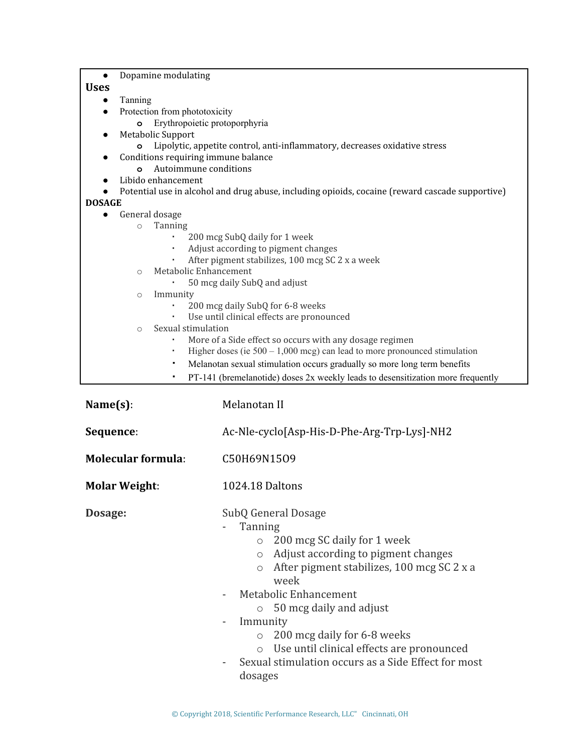- Dopamine modulating

**Uses**

- Tanning
- Protection from phototoxicity
  - Erythropoietic protoporphyria
- Metabolic Support
  - Lipolytic, appetite control, anti-inflammatory, decreases oxidative stress
- Conditions requiring immune balance
  - Autoimmune conditions
- Libido enhancement
- Potential use in alcohol and drug abuse, including opioids, cocaine (reward cascade supportive)

**DOSAGE**

- General dosage
  - Tanning
    - 200 mcg SubQ daily for 1 week
    - Adjust according to pigment changes
    - After pigment stabilizes, 100 mcg SC 2 x a week
  - Metabolic Enhancement
    - 50 mcg daily SubQ and adjust
  - Immunity
    - 200 mcg daily SubQ for 6-8 weeks
    - Use until clinical effects are pronounced
  - Sexual stimulation
    - More of a Side effect so occurs with any dosage regimen
    - Higher doses (ie 500 – 1,000 mcg) can lead to more pronounced stimulation
    - Melanotan sexual stimulation occurs gradually so more long term benefits
    - PT-141 (bremelanotide) doses 2x weekly leads to desensitization more frequently

**Name(s)**: Melanotan II

**Sequence**: Ac-Nle-cyclo[Asp-His-D-Phe-Arg-Trp-Lys]-NH2

**Molecular formula**: $C_{50}H_{69}N_{15}O_{9}$

**Molar Weight**: 1024.18 Daltons

**Dosage:** SubQ General Dosage

- Tanning
  - 200 mcg SC daily for 1 week
  - Adjust according to pigment changes
  - After pigment stabilizes, 100 mcg SC 2 x a week
- Metabolic Enhancement
  - 50 mcg daily and adjust
- Immunity
  - 200 mcg daily for 6-8 weeks
  - Use until clinical effects are pronounced
- Sexual stimulation occurs as a Side Effect for most dosages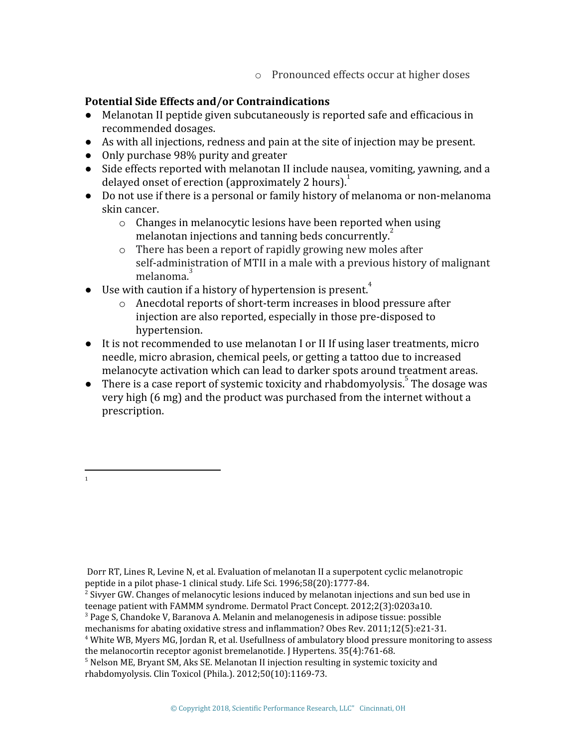- Pronounced effects occur at higher doses

**Potential Side Effects and/or Contraindications**

- Melanotan II peptide given subcutaneously is reported safe and efficacious in recommended dosages.
- As with all injections, redness and pain at the site of injection may be present.
- Only purchase 98% purity and greater
- Side effects reported with melanotan II include nausea, vomiting, yawning, and a delayed onset of erection (approximately 2 hours).[1]
- Do not use if there is a personal or family history of melanoma or non-melanoma skin cancer.
  - Changes in melanocytic lesions have been reported when using melanotan injections and tanning beds concurrently.[2]
  - There has been a report of rapidly growing new moles after self-administration of MTII in a male with a previous history of malignant melanoma.[3]
- Use with caution if a history of hypertension is present.[4]
  - Anecdotal reports of short-term increases in blood pressure after injection are also reported, especially in those pre-disposed to hypertension.
- It is not recommended to use melanotan I or II If using laser treatments, micro needle, micro abrasion, chemical peels, or getting a tattoo due to increased melanocyte activation which can lead to darker spots around treatment areas.
- There is a case report of systemic toxicity and rhabdomyolysis.[5] The dosage was very high (6 mg) and the product was purchased from the internet without a prescription.

---

[1] Dorr RT, Lines R, Levine N, et al. Evaluation of melanotan II a superpotent cyclic melanotropic peptide in a pilot phase-1 clinical study. Life Sci. 1996;58(20):1777-84.

[2] Sivyer GW. Changes of melanocytic lesions induced by melanotan injections and sun bed use in teenage patient with FAMMM syndrome. Dermatol Pract Concept. 2012;2(3):0203a10.

[3] Page S, Chandoke V, Baranova A. Melanin and melanogenesis in adipose tissue: possible mechanisms for abating oxidative stress and inflammation? Obes Rev. 2011;12(5):e21-31.

[4] White WB, Myers MG, Jordan R, et al. Usefullness of ambulatory blood pressure monitoring to assess the melanocortin receptor agonist bremelanotide. J Hypertens. 35(4):761-68.

[5] Nelson ME, Bryant SM, Aks SE. Melanotan II injection resulting in systemic toxicity and rhabdomyolysis. Clin Toxicol (Phila.). 2012;50(10):1169-73.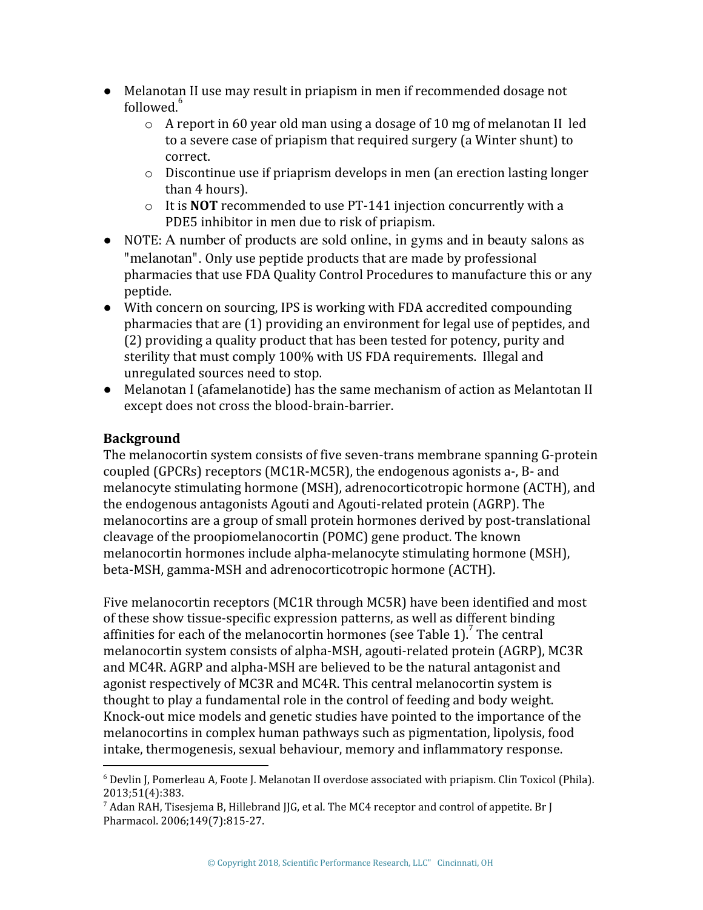- Melanotan II use may result in priapism in men if recommended dosage not followed.[6]
  - A report in 60 year old man using a dosage of 10 mg of melanotan II led to a severe case of priapism that required surgery (a Winter shunt) to correct.
  - Discontinue use if priaprism develops in men (an erection lasting longer than 4 hours).
  - It is **NOT** recommended to use PT-141 injection concurrently with a PDE5 inhibitor in men due to risk of priapism.
- NOTE: A number of products are sold online, in gyms and in beauty salons as "melanotan". Only use peptide products that are made by professional pharmacies that use FDA Quality Control Procedures to manufacture this or any peptide.
- With concern on sourcing, IPS is working with FDA accredited compounding pharmacies that are (1) providing an environment for legal use of peptides, and (2) providing a quality product that has been tested for potency, purity and sterility that must comply 100% with US FDA requirements. Illegal and unregulated sources need to stop.
- Melanotan I (afamelanotide) has the same mechanism of action as Melantotan II except does not cross the blood-brain-barrier.

**Background**

The melanocortin system consists of five seven-trans membrane spanning G-protein coupled (GPCRs) receptors (MC1R-MC5R), the endogenous agonists a-, B- and melanocyte stimulating hormone (MSH), adrenocorticotropic hormone (ACTH), and the endogenous antagonists Agouti and Agouti-related protein (AGRP). The melanocortins are a group of small protein hormones derived by post-translational cleavage of the proopiomelanocortin (POMC) gene product. The known melanocortin hormones include alpha-melanocyte stimulating hormone (MSH), beta-MSH, gamma-MSH and adrenocorticotropic hormone (ACTH).

Five melanocortin receptors (MC1R through MC5R) have been identified and most of these show tissue-specific expression patterns, as well as different binding affinities for each of the melanocortin hormones (see Table 1).[7] The central melanocortin system consists of alpha-MSH, agouti-related protein (AGRP), MC3R and MC4R. AGRP and alpha-MSH are believed to be the natural antagonist and agonist respectively of MC3R and MC4R. This central melanocortin system is thought to play a fundamental role in the control of feeding and body weight. Knock-out mice models and genetic studies have pointed to the importance of the melanocortins in complex human pathways such as pigmentation, lipolysis, food intake, thermogenesis, sexual behaviour, memory and inflammatory response.

---

[6] Devlin J, Pomerleau A, Foote J. Melanotan II overdose associated with priapism. Clin Toxicol (Phila). 2013;51(4):383.

[7] Adan RAH, Tisesjema B, Hillebrand JJG, et al. The MC4 receptor and control of appetite. Br J Pharmacol. 2006;149(7):815-27.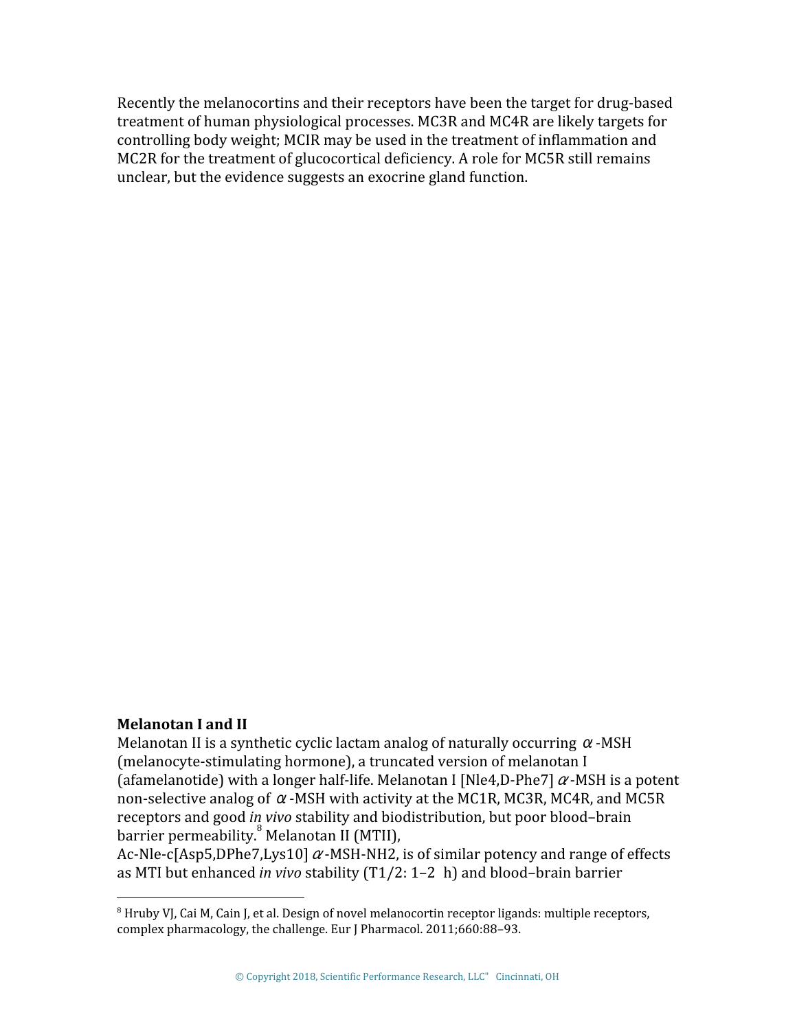Recently the melanocortins and their receptors have been the target for drug-based treatment of human physiological processes. MC3R and MC4R are likely targets for controlling body weight; MCIR may be used in the treatment of inflammation and MC2R for the treatment of glucocortical deficiency. A role for MC5R still remains unclear, but the evidence suggests an exocrine gland function.

**Melanotan I and II**

Melanotan II is a synthetic cyclic lactam analog of naturally occurring $\alpha$-MSH (melanocyte-stimulating hormone), a truncated version of melanotan I (afamelanotide) with a longer half-life. Melanotan I [Nle4,D-Phe7] $\alpha$-MSH is a potent non-selective analog of $\alpha$-MSH with activity at the MC1R, MC3R, MC4R, and MC5R receptors and good *in vivo* stability and biodistribution, but poor blood–brain barrier permeability.[8] Melanotan II (MTII), Ac-Nle-c[Asp5,DPhe7,Lys10] $\alpha$-MSH-NH2, is of similar potency and range of effects as MTI but enhanced *in vivo* stability (T1/2: 1–2 h) and blood–brain barrier

[8] Hruby VJ, Cai M, Cain J, et al. Design of novel melanocortin receptor ligands: multiple receptors, complex pharmacology, the challenge. Eur J Pharmacol. 2011;660:88–93.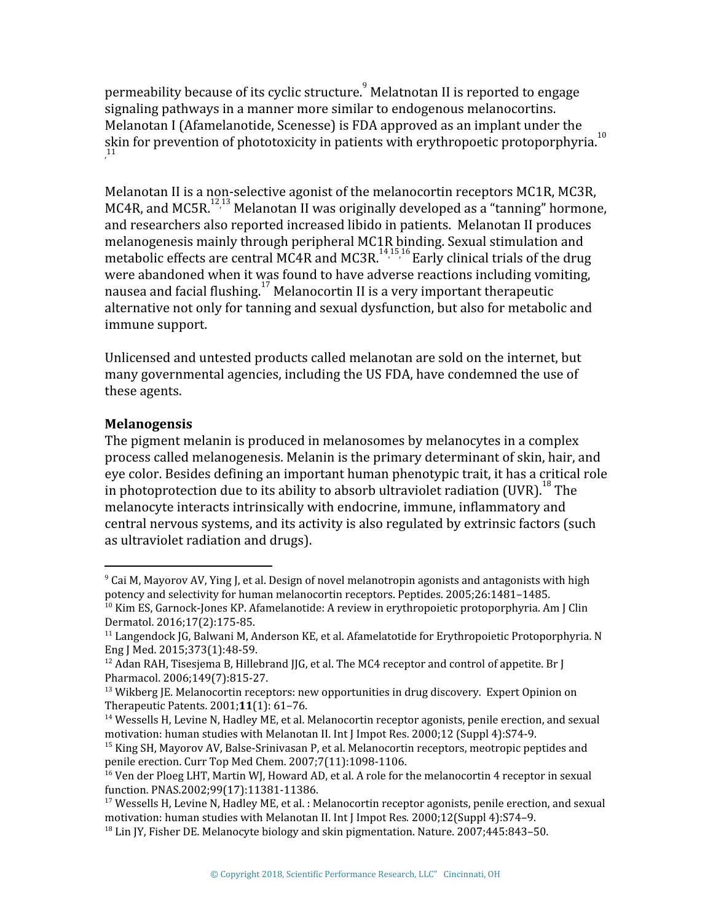permeability because of its cyclic structure.[9] Melatnotan II is reported to engage signaling pathways in a manner more similar to endogenous melanocortins. Melanotan I (Afamelanotide, Scenesse) is FDA approved as an implant under the skin for prevention of phototoxicity in patients with erythropoetic protoporphyria.[10,11]

Melanotan II is a non-selective agonist of the melanocortin receptors MC1R, MC3R, MC4R, and MC5R.[12,13] Melanotan II was originally developed as a "tanning" hormone, and researchers also reported increased libido in patients. Melanotan II produces melanogenesis mainly through peripheral MC1R binding. Sexual stimulation and metabolic effects are central MC4R and MC3R.[14,15,16] Early clinical trials of the drug were abandoned when it was found to have adverse reactions including vomiting, nausea and facial flushing.[17] Melanocortin II is a very important therapeutic alternative not only for tanning and sexual dysfunction, but also for metabolic and immune support.

Unlicensed and untested products called melanotan are sold on the internet, but many governmental agencies, including the US FDA, have condemned the use of these agents.

**Melanogensis**

The pigment melanin is produced in melanosomes by melanocytes in a complex process called melanogenesis. Melanin is the primary determinant of skin, hair, and eye color. Besides defining an important human phenotypic trait, it has a critical role in photoprotection due to its ability to absorb ultraviolet radiation (UVR).[18] The melanocyte interacts intrinsically with endocrine, immune, inflammatory and central nervous systems, and its activity is also regulated by extrinsic factors (such as ultraviolet radiation and drugs).

---

[9] Cai M, Mayorov AV, Ying J, et al. Design of novel melanotropin agonists and antagonists with high potency and selectivity for human melanocortin receptors. Peptides. 2005;26:1481–1485.

[10] Kim ES, Garnock-Jones KP. Afamelanotide: A review in erythropoietic protoporphyria. Am J Clin Dermatol. 2016;17(2):175-85.

[11] Langendock JG, Balwani M, Anderson KE, et al. Afamelatotide for Erythropoietic Protoporphyria. N Eng J Med. 2015;373(1):48-59.

[12] Adan RAH, Tisesjema B, Hillebrand JJG, et al. The MC4 receptor and control of appetite. Br J Pharmacol. 2006;149(7):815-27.

[13] Wikberg JE. Melanocortin receptors: new opportunities in drug discovery. Expert Opinion on Therapeutic Patents. 2001;**11**(1): 61–76.

[14] Wessells H, Levine N, Hadley ME, et al. Melanocortin receptor agonists, penile erection, and sexual motivation: human studies with Melanotan II. Int J Impot Res. 2000;12 (Suppl 4):S74-9.

[15] King SH, Mayorov AV, Balse-Srinivasan P, et al. Melanocortin receptors, meotropic peptides and penile erection. Curr Top Med Chem. 2007;7(11):1098-1106.

[16] Ven der Ploeg LHT, Martin WJ, Howard AD, et al. A role for the melanocortin 4 receptor in sexual function. PNAS.2002;99(17):11381-11386.

[17] Wessells H, Levine N, Hadley ME, et al. : Melanocortin receptor agonists, penile erection, and sexual motivation: human studies with Melanotan II. Int J Impot Res. 2000;12(Suppl 4):S74–9.

[18] Lin JY, Fisher DE. Melanocyte biology and skin pigmentation. Nature. 2007;445:843–50.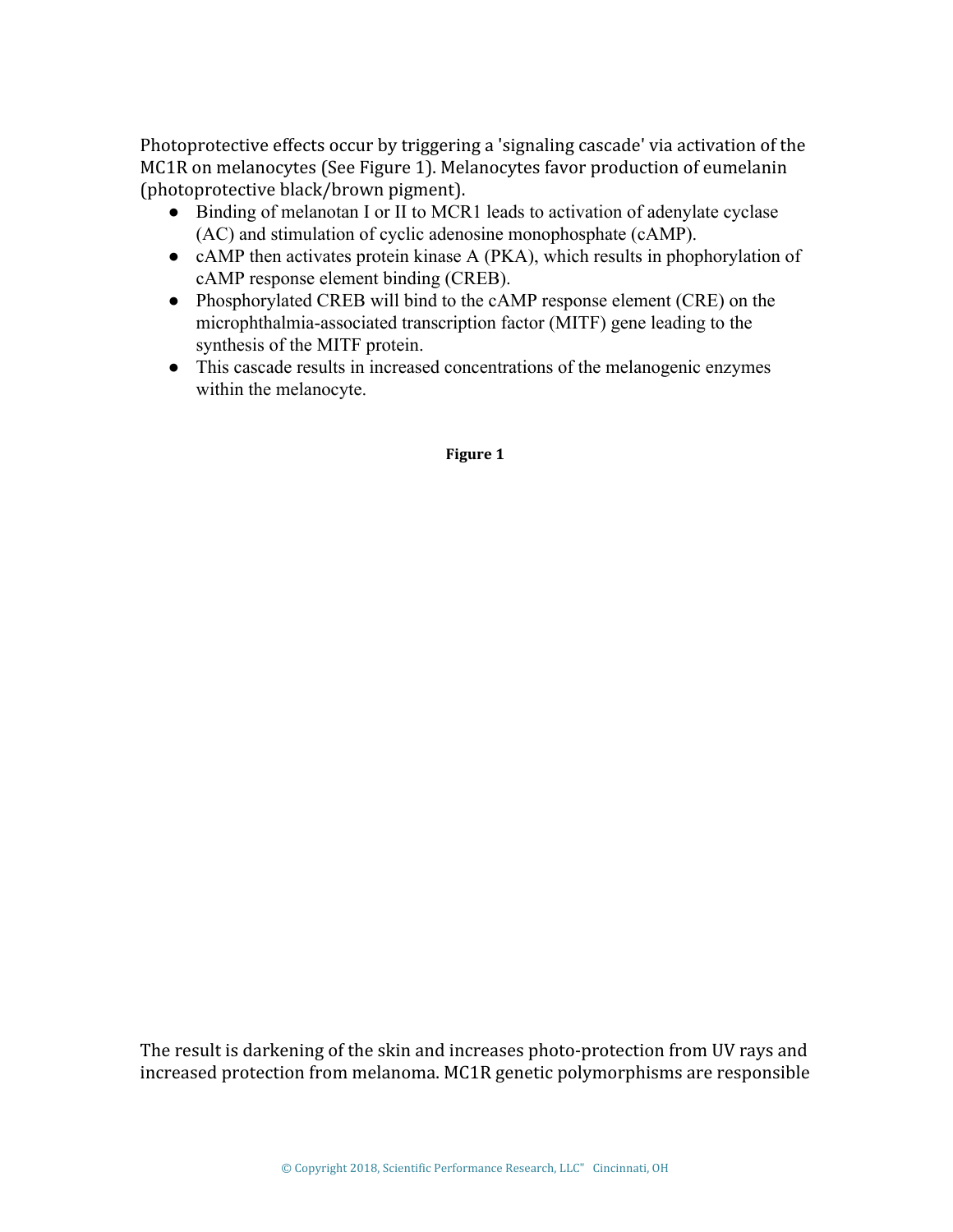Photoprotective effects occur by triggering a 'signaling cascade' via activation of the MC1R on melanocytes (See Figure 1). Melanocytes favor production of eumelanin (photoprotective black/brown pigment).

- Binding of melanotan I or II to MCR1 leads to activation of adenylate cyclase (AC) and stimulation of cyclic adenosine monophosphate (cAMP).
- cAMP then activates protein kinase A (PKA), which results in phophorylation of cAMP response element binding (CREB).
- Phosphorylated CREB will bind to the cAMP response element (CRE) on the microphthalmia-associated transcription factor (MITF) gene leading to the synthesis of the MITF protein.
- This cascade results in increased concentrations of the melanogenic enzymes within the melanocyte.

**Figure 1**

The result is darkening of the skin and increases photo-protection from UV rays and increased protection from melanoma. MC1R genetic polymorphisms are responsible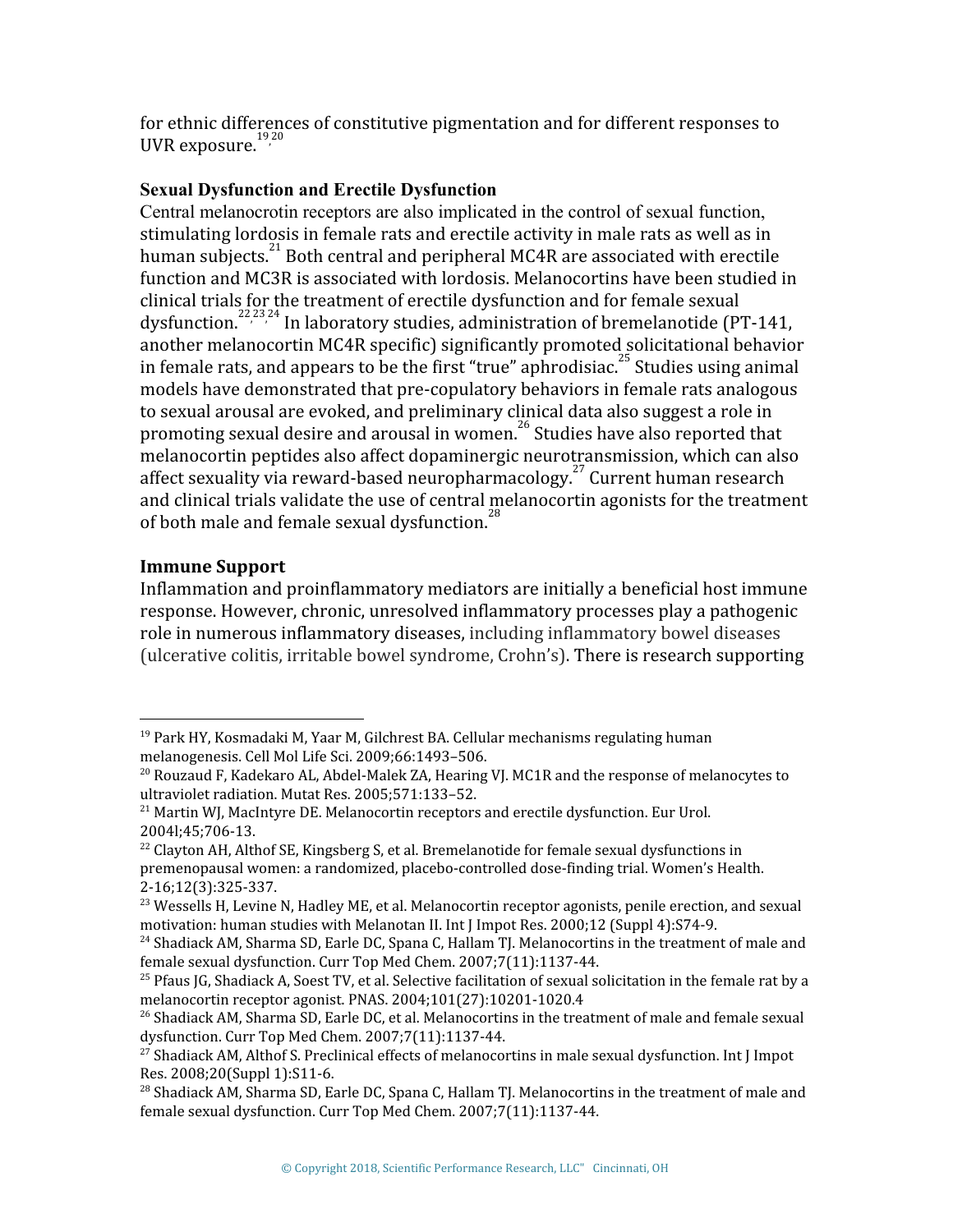for ethnic differences of constitutive pigmentation and for different responses to UVR exposure.[19,20]

### Sexual Dysfunction and Erectile Dysfunction

Central melanocrotin receptors are also implicated in the control of sexual function, stimulating lordosis in female rats and erectile activity in male rats as well as in human subjects.[21] Both central and peripheral MC4R are associated with erectile function and MC3R is associated with lordosis. Melanocortins have been studied in clinical trials for the treatment of erectile dysfunction and for female sexual dysfunction.[22,23,24] In laboratory studies, administration of bremelanotide (PT-141, another melanocortin MC4R specific) significantly promoted solicitational behavior in female rats, and appears to be the first "true" aphrodisiac.[25] Studies using animal models have demonstrated that pre-copulatory behaviors in female rats analogous to sexual arousal are evoked, and preliminary clinical data also suggest a role in promoting sexual desire and arousal in women.[26] Studies have also reported that melanocortin peptides also affect dopaminergic neurotransmission, which can also affect sexuality via reward-based neuropharmacology.[27] Current human research and clinical trials validate the use of central melanocortin agonists for the treatment of both male and female sexual dysfunction.[28]

### Immune Support

Inflammation and proinflammatory mediators are initially a beneficial host immune response. However, chronic, unresolved inflammatory processes play a pathogenic role in numerous inflammatory diseases, including inflammatory bowel diseases (ulcerative colitis, irritable bowel syndrome, Crohn's). There is research supporting

---

[19] Park HY, Kosmadaki M, Yaar M, Gilchrest BA. Cellular mechanisms regulating human melanogenesis. Cell Mol Life Sci. 2009;66:1493–506.

[20] Rouzaud F, Kadekaro AL, Abdel-Malek ZA, Hearing VJ. MC1R and the response of melanocytes to ultraviolet radiation. Mutat Res. 2005;571:133–52.

[21] Martin WJ, MacIntyre DE. Melanocortin receptors and erectile dysfunction. Eur Urol. 2004l;45;706-13.

[22] Clayton AH, Althof SE, Kingsberg S, et al. Bremelanotide for female sexual dysfunctions in premenopausal women: a randomized, placebo-controlled dose-finding trial. Women's Health. 2-16;12(3):325-337.

[23] Wessells H, Levine N, Hadley ME, et al. Melanocortin receptor agonists, penile erection, and sexual motivation: human studies with Melanotan II. Int J Impot Res. 2000;12 (Suppl 4):S74-9.

[24] Shadiack AM, Sharma SD, Earle DC, Spana C, Hallam TJ. Melanocortins in the treatment of male and female sexual dysfunction. Curr Top Med Chem. 2007;7(11):1137-44.

[25] Pfaus JG, Shadiack A, Soest TV, et al. Selective facilitation of sexual solicitation in the female rat by a melanocortin receptor agonist. PNAS. 2004;101(27):10201-1020.4

[26] Shadiack AM, Sharma SD, Earle DC, et al. Melanocortins in the treatment of male and female sexual dysfunction. Curr Top Med Chem. 2007;7(11):1137-44.

[27] Shadiack AM, Althof S. Preclinical effects of melanocortins in male sexual dysfunction. Int J Impot Res. 2008;20(Suppl 1):S11-6.

[28] Shadiack AM, Sharma SD, Earle DC, Spana C, Hallam TJ. Melanocortins in the treatment of male and female sexual dysfunction. Curr Top Med Chem. 2007;7(11):1137-44.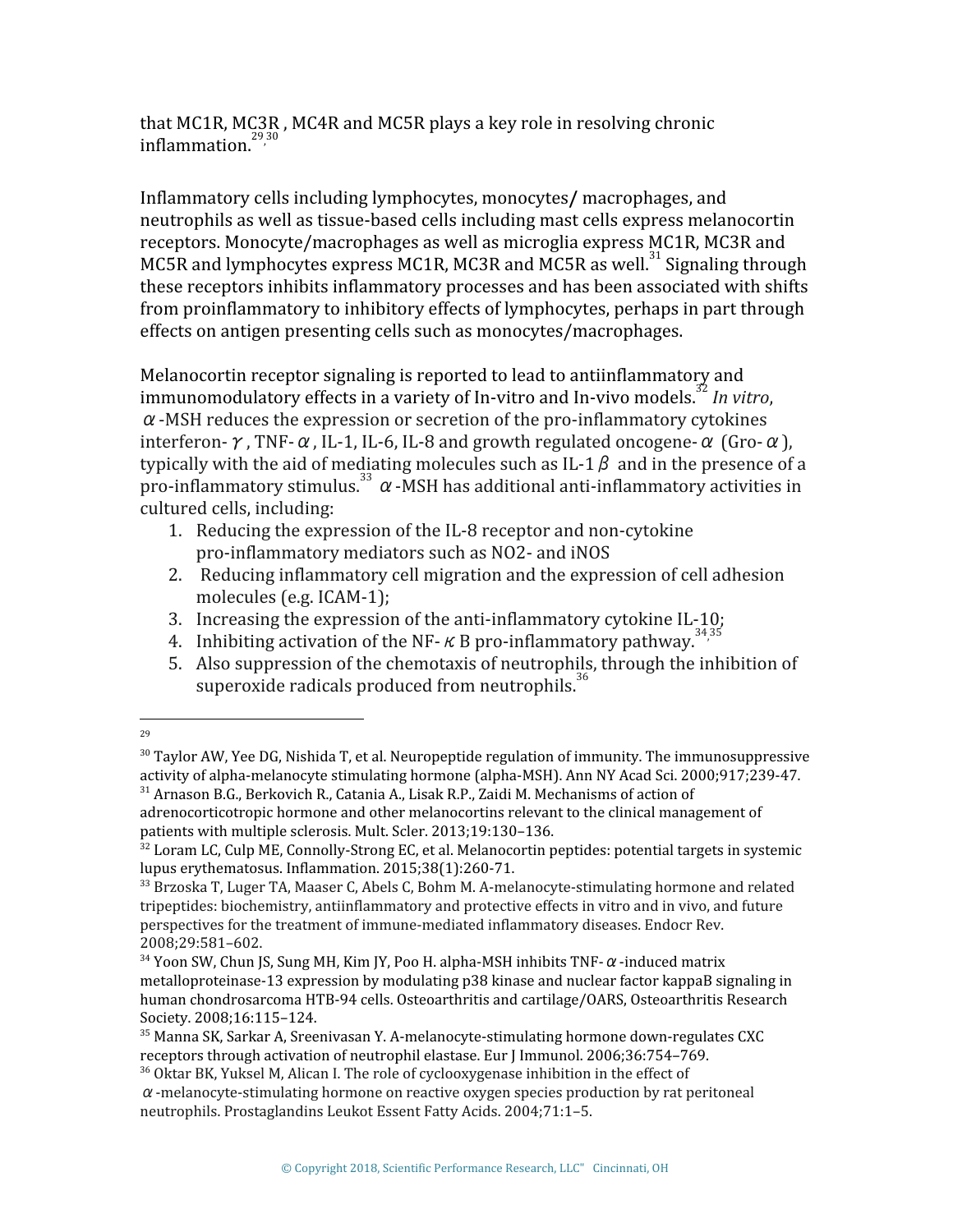that MC1R, MC3R , MC4R and MC5R plays a key role in resolving chronic inflammation.[29,30]

Inflammatory cells including lymphocytes, monocytes/ macrophages, and neutrophils as well as tissue-based cells including mast cells express melanocortin receptors. Monocyte/macrophages as well as microglia express MC1R, MC3R and MC5R and lymphocytes express MC1R, MC3R and MC5R as well.[31] Signaling through these receptors inhibits inflammatory processes and has been associated with shifts from proinflammatory to inhibitory effects of lymphocytes, perhaps in part through effects on antigen presenting cells such as monocytes/macrophages.

Melanocortin receptor signaling is reported to lead to antiinflammatory and immunomodulatory effects in a variety of In-vitro and In-vivo models.[32] *In vitro*, α-MSH reduces the expression or secretion of the pro-inflammatory cytokines interferon-γ, TNF-α, IL-1, IL-6, IL-8 and growth regulated oncogene-α (Gro-α), typically with the aid of mediating molecules such as IL-1β and in the presence of a pro-inflammatory stimulus.[33] α-MSH has additional anti-inflammatory activities in cultured cells, including:

1. Reducing the expression of the IL-8 receptor and non-cytokine pro-inflammatory mediators such as NO2- and iNOS
2. Reducing inflammatory cell migration and the expression of cell adhesion molecules (e.g. ICAM-1);
3. Increasing the expression of the anti-inflammatory cytokine IL-10;
4. Inhibiting activation of the NF-κB pro-inflammatory pathway.[34,35]
5. Also suppression of the chemotaxis of neutrophils, through the inhibition of superoxide radicals produced from neutrophils.[36]

---

[29]

[30] Taylor AW, Yee DG, Nishida T, et al. Neuropeptide regulation of immunity. The immunosuppressive activity of alpha-melanocyte stimulating hormone (alpha-MSH). Ann NY Acad Sci. 2000;917;239-47.

[31] Arnason B.G., Berkovich R., Catania A., Lisak R.P., Zaidi M. Mechanisms of action of adrenocorticotropic hormone and other melanocortins relevant to the clinical management of patients with multiple sclerosis. Mult. Scler. 2013;19:130–136.

[32] Loram LC, Culp ME, Connolly-Strong EC, et al. Melanocortin peptides: potential targets in systemic lupus erythematosus. Inflammation. 2015;38(1):260-71.

[33] Brzoska T, Luger TA, Maaser C, Abels C, Bohm M. A-melanocyte-stimulating hormone and related tripeptides: biochemistry, antiinflammatory and protective effects in vitro and in vivo, and future perspectives for the treatment of immune-mediated inflammatory diseases. Endocr Rev. 2008;29:581–602.

[34] Yoon SW, Chun JS, Sung MH, Kim JY, Poo H. alpha-MSH inhibits TNF-α-induced matrix metalloproteinase-13 expression by modulating p38 kinase and nuclear factor kappaB signaling in human chondrosarcoma HTB-94 cells. Osteoarthritis and cartilage/OARS, Osteoarthritis Research Society. 2008;16:115–124.

[35] Manna SK, Sarkar A, Sreenivasan Y. A-melanocyte-stimulating hormone down-regulates CXC receptors through activation of neutrophil elastase. Eur J Immunol. 2006;36:754–769.

[36] Oktar BK, Yuksel M, Alican I. The role of cyclooxygenase inhibition in the effect of α-melanocyte-stimulating hormone on reactive oxygen species production by rat peritoneal neutrophils. Prostaglandins Leukot Essent Fatty Acids. 2004;71:1–5.

© Copyright 2018, Scientific Performance Research, LLC" Cincinnati, OH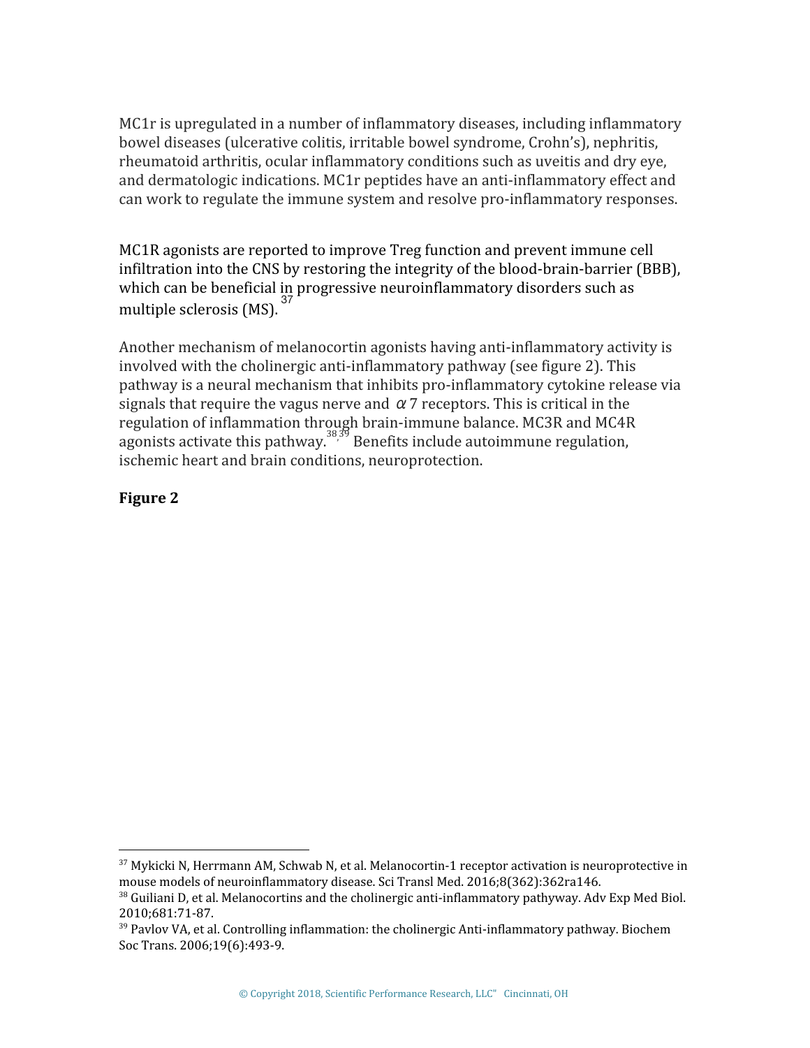MC1r is upregulated in a number of inflammatory diseases, including inflammatory bowel diseases (ulcerative colitis, irritable bowel syndrome, Crohn's), nephritis, rheumatoid arthritis, ocular inflammatory conditions such as uveitis and dry eye, and dermatologic indications. MC1r peptides have an anti-inflammatory effect and can work to regulate the immune system and resolve pro-inflammatory responses.

MC1R agonists are reported to improve Treg function and prevent immune cell infiltration into the CNS by restoring the integrity of the blood-brain-barrier (BBB), which can be beneficial in progressive neuroinflammatory disorders such as multiple sclerosis (MS).[37]

Another mechanism of melanocortin agonists having anti-inflammatory activity is involved with the cholinergic anti-inflammatory pathway (see figure 2). This pathway is a neural mechanism that inhibits pro-inflammatory cytokine release via signals that require the vagus nerve and $\alpha$7 receptors. This is critical in the regulation of inflammation through brain-immune balance. MC3R and MC4R agonists activate this pathway.[38,39] Benefits include autoimmune regulation, ischemic heart and brain conditions, neuroprotection.

**Figure 2**

---

[37] Mykicki N, Herrmann AM, Schwab N, et al. Melanocortin-1 receptor activation is neuroprotective in mouse models of neuroinflammatory disease. Sci Transl Med. 2016;8(362):362ra146.

[38] Guiliani D, et al. Melanocortins and the cholinergic anti-inflammatory pathyway. Adv Exp Med Biol. 2010;681:71-87.

[39] Pavlov VA, et al. Controlling inflammation: the cholinergic Anti-inflammatory pathway. Biochem Soc Trans. 2006;19(6):493-9.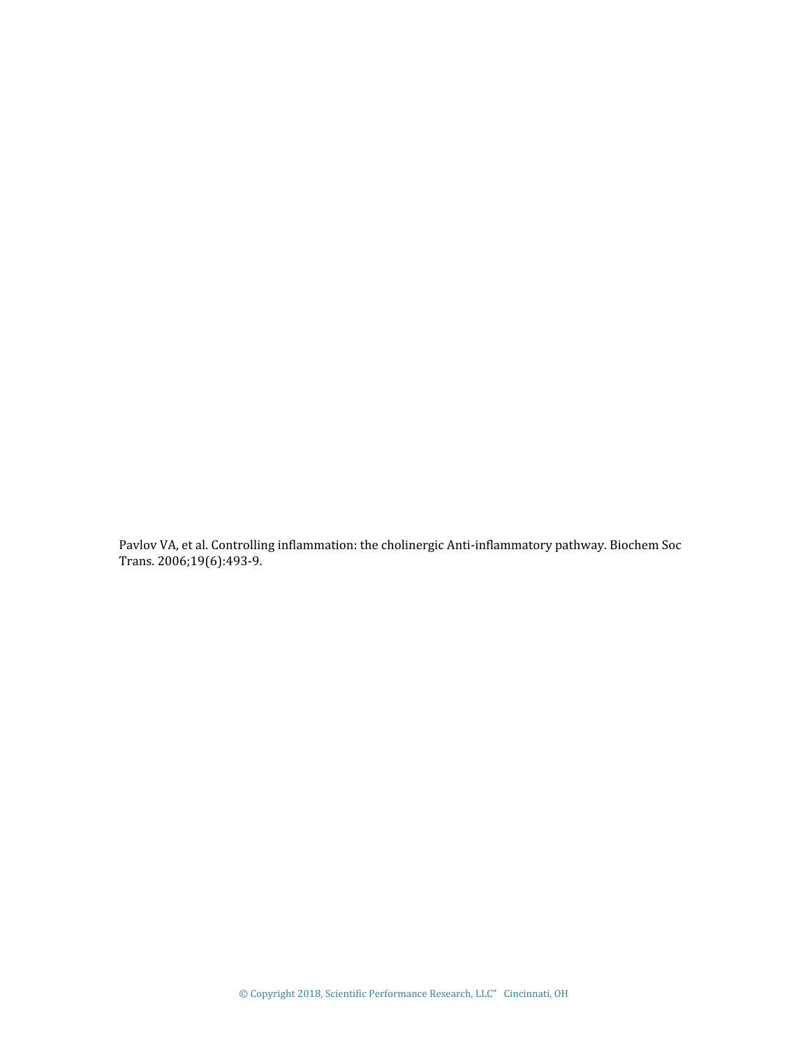Pavlov VA, et al. Controlling inflammation: the cholinergic Anti-inflammatory pathway. Biochem Soc Trans. 2006;19(6):493-9.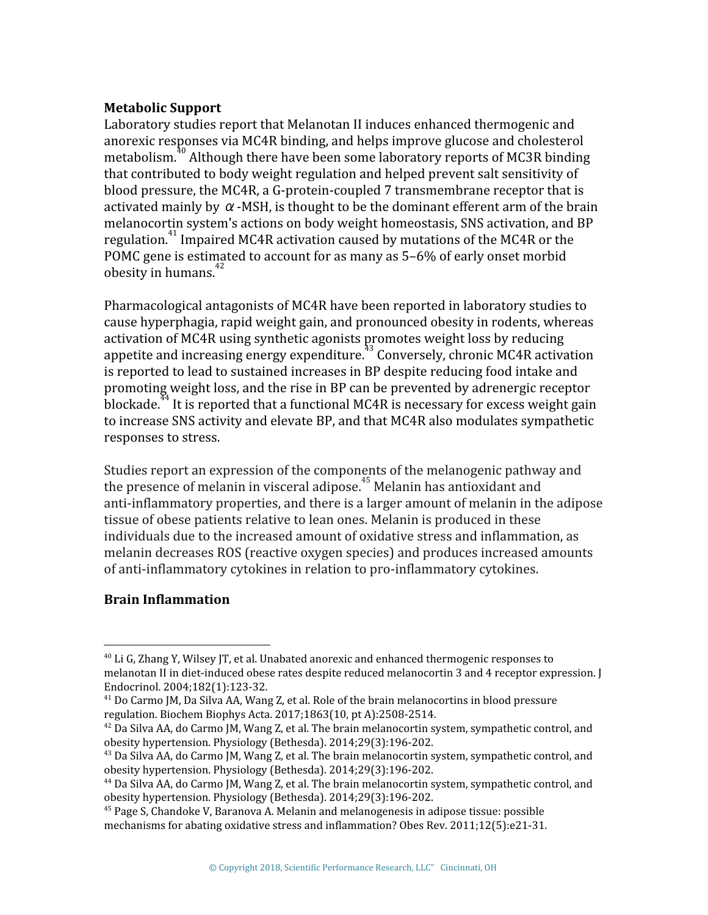**Metabolic Support**

Laboratory studies report that Melanotan II induces enhanced thermogenic and anorexic responses via MC4R binding, and helps improve glucose and cholesterol metabolism.[40] Although there have been some laboratory reports of MC3R binding that contributed to body weight regulation and helped prevent salt sensitivity of blood pressure, the MC4R, a G-protein-coupled 7 transmembrane receptor that is activated mainly by $\alpha$-MSH, is thought to be the dominant efferent arm of the brain melanocortin system's actions on body weight homeostasis, SNS activation, and BP regulation.[41] Impaired MC4R activation caused by mutations of the MC4R or the POMC gene is estimated to account for as many as 5–6% of early onset morbid obesity in humans.[42]

Pharmacological antagonists of MC4R have been reported in laboratory studies to cause hyperphagia, rapid weight gain, and pronounced obesity in rodents, whereas activation of MC4R using synthetic agonists promotes weight loss by reducing appetite and increasing energy expenditure.[43] Conversely, chronic MC4R activation is reported to lead to sustained increases in BP despite reducing food intake and promoting weight loss, and the rise in BP can be prevented by adrenergic receptor blockade.[44] It is reported that a functional MC4R is necessary for excess weight gain to increase SNS activity and elevate BP, and that MC4R also modulates sympathetic responses to stress.

Studies report an expression of the components of the melanogenic pathway and the presence of melanin in visceral adipose.[45] Melanin has antioxidant and anti-inflammatory properties, and there is a larger amount of melanin in the adipose tissue of obese patients relative to lean ones. Melanin is produced in these individuals due to the increased amount of oxidative stress and inflammation, as melanin decreases ROS (reactive oxygen species) and produces increased amounts of anti-inflammatory cytokines in relation to pro-inflammatory cytokines.

**Brain Inflammation**

---

[40] Li G, Zhang Y, Wilsey JT, et al. Unabated anorexic and enhanced thermogenic responses to melanotan II in diet-induced obese rates despite reduced melanocortin 3 and 4 receptor expression. J Endocrinol. 2004;182(1):123-32.

[41] Do Carmo JM, Da Silva AA, Wang Z, et al. Role of the brain melanocortins in blood pressure regulation. Biochem Biophys Acta. 2017;1863(10, pt A):2508-2514.

[42] Da Silva AA, do Carmo JM, Wang Z, et al. The brain melanocortin system, sympathetic control, and obesity hypertension. Physiology (Bethesda). 2014;29(3):196-202.

[43] Da Silva AA, do Carmo JM, Wang Z, et al. The brain melanocortin system, sympathetic control, and obesity hypertension. Physiology (Bethesda). 2014;29(3):196-202.

[44] Da Silva AA, do Carmo JM, Wang Z, et al. The brain melanocortin system, sympathetic control, and obesity hypertension. Physiology (Bethesda). 2014;29(3):196-202.

[45] Page S, Chandoke V, Baranova A. Melanin and melanogenesis in adipose tissue: possible mechanisms for abating oxidative stress and inflammation? Obes Rev. 2011;12(5):e21-31.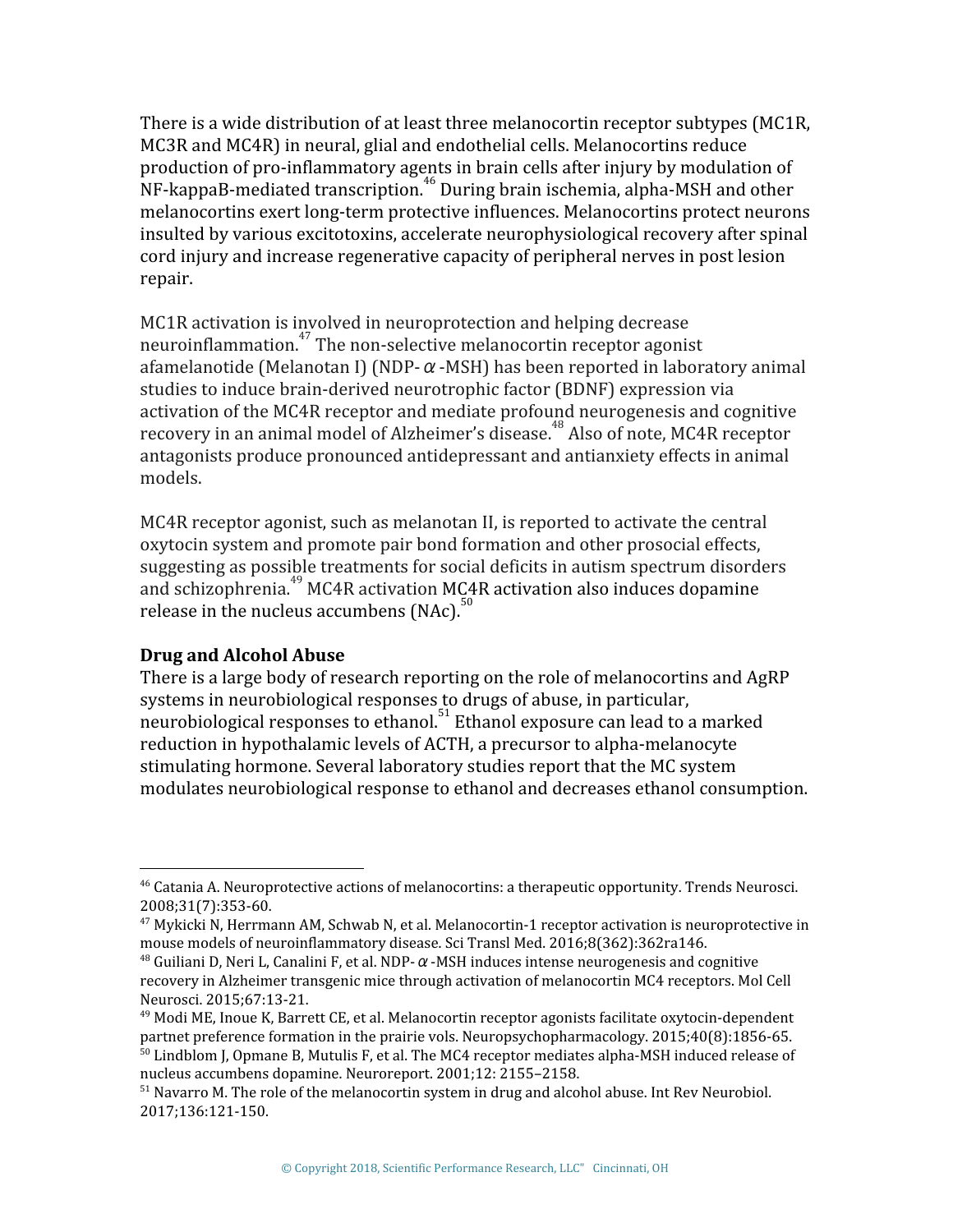There is a wide distribution of at least three melanocortin receptor subtypes (MC1R, MC3R and MC4R) in neural, glial and endothelial cells. Melanocortins reduce production of pro-inflammatory agents in brain cells after injury by modulation of NF-kappaB-mediated transcription.[46] During brain ischemia, alpha-MSH and other melanocortins exert long-term protective influences. Melanocortins protect neurons insulted by various excitotoxins, accelerate neurophysiological recovery after spinal cord injury and increase regenerative capacity of peripheral nerves in post lesion repair.

MC1R activation is involved in neuroprotection and helping decrease neuroinflammation.[47] The non-selective melanocortin receptor agonist afamelanotide (Melanotan I) (NDP-α-MSH) has been reported in laboratory animal studies to induce brain-derived neurotrophic factor (BDNF) expression via activation of the MC4R receptor and mediate profound neurogenesis and cognitive recovery in an animal model of Alzheimer's disease.[48] Also of note, MC4R receptor antagonists produce pronounced antidepressant and antianxiety effects in animal models.

MC4R receptor agonist, such as melanotan II, is reported to activate the central oxytocin system and promote pair bond formation and other prosocial effects, suggesting as possible treatments for social deficits in autism spectrum disorders and schizophrenia.[49] MC4R activation MC4R activation also induces dopamine release in the nucleus accumbens (NAc).[50]

**Drug and Alcohol Abuse**

There is a large body of research reporting on the role of melanocortins and AgRP systems in neurobiological responses to drugs of abuse, in particular, neurobiological responses to ethanol.[51] Ethanol exposure can lead to a marked reduction in hypothalamic levels of ACTH, a precursor to alpha-melanocyte stimulating hormone. Several laboratory studies report that the MC system modulates neurobiological response to ethanol and decreases ethanol consumption.

---

[46] Catania A. Neuroprotective actions of melanocortins: a therapeutic opportunity. Trends Neurosci. 2008;31(7):353-60.

[47] Mykicki N, Herrmann AM, Schwab N, et al. Melanocortin-1 receptor activation is neuroprotective in mouse models of neuroinflammatory disease. Sci Transl Med. 2016;8(362):362ra146.

[48] Guiliani D, Neri L, Canalini F, et al. NDP-α-MSH induces intense neurogenesis and cognitive recovery in Alzheimer transgenic mice through activation of melanocortin MC4 receptors. Mol Cell Neurosci. 2015;67:13-21.

[49] Modi ME, Inoue K, Barrett CE, et al. Melanocortin receptor agonists facilitate oxytocin-dependent partnet preference formation in the prairie vols. Neuropsychopharmacology. 2015;40(8):1856-65.

[50] Lindblom J, Opmane B, Mutulis F, et al. The MC4 receptor mediates alpha-MSH induced release of nucleus accumbens dopamine. Neuroreport. 2001;12: 2155–2158.

[51] Navarro M. The role of the melanocortin system in drug and alcohol abuse. Int Rev Neurobiol. 2017;136:121-150.

© Copyright 2018, Scientific Performance Research, LLC" Cincinnati, OH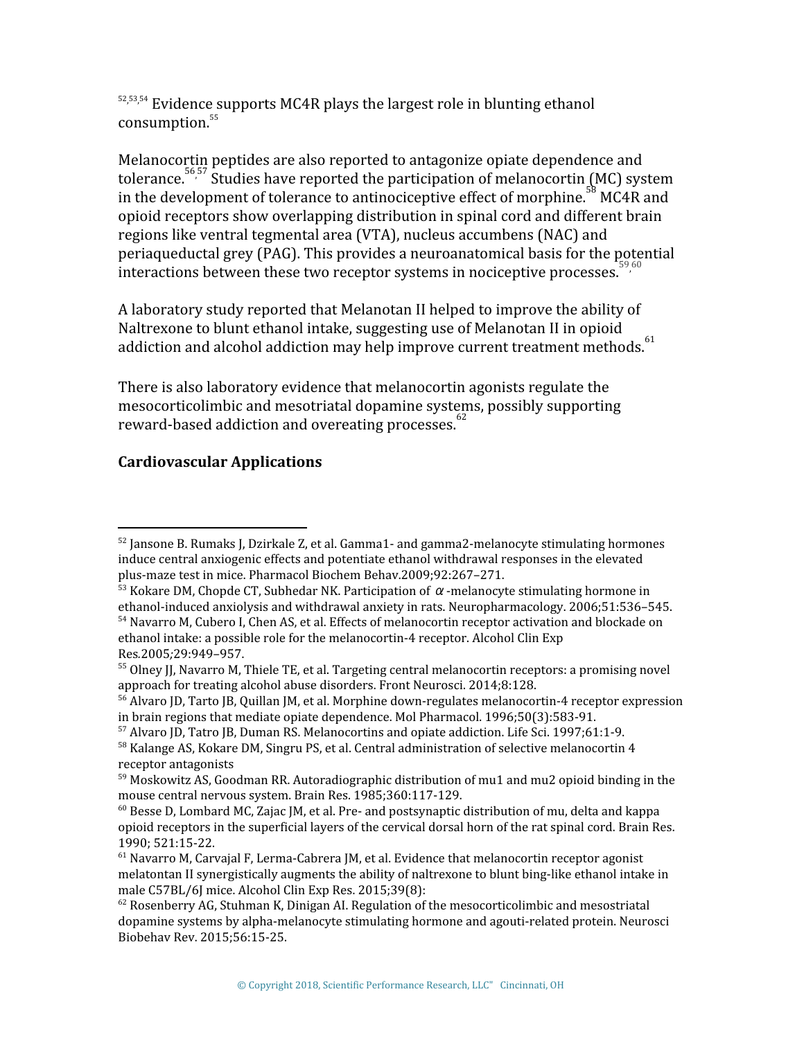[52,53,54] Evidence supports MC4R plays the largest role in blunting ethanol consumption.[55]

Melanocortin peptides are also reported to antagonize opiate dependence and tolerance.[56,57] Studies have reported the participation of melanocortin (MC) system in the development of tolerance to antinociceptive effect of morphine.[58] MC4R and opioid receptors show overlapping distribution in spinal cord and different brain regions like ventral tegmental area (VTA), nucleus accumbens (NAC) and periaqueductal grey (PAG). This provides a neuroanatomical basis for the potential interactions between these two receptor systems in nociceptive processes.[59,60]

A laboratory study reported that Melanotan II helped to improve the ability of Naltrexone to blunt ethanol intake, suggesting use of Melanotan II in opioid addiction and alcohol addiction may help improve current treatment methods.[61]

There is also laboratory evidence that melanocortin agonists regulate the mesocorticolimbic and mesotriatal dopamine systems, possibly supporting reward-based addiction and overeating processes.[62]

**Cardiovascular Applications**

---

[52] Jansone B. Rumaks J, Dzirkale Z, et al. Gamma1- and gamma2-melanocyte stimulating hormones induce central anxiogenic effects and potentiate ethanol withdrawal responses in the elevated plus-maze test in mice. Pharmacol Biochem Behav.2009;92:267–271.

[53] Kokare DM, Chopde CT, Subhedar NK. Participation of $\alpha$-melanocyte stimulating hormone in ethanol-induced anxiolysis and withdrawal anxiety in rats. Neuropharmacology. 2006;51:536–545.

[54] Navarro M, Cubero I, Chen AS, et al. Effects of melanocortin receptor activation and blockade on ethanol intake: a possible role for the melanocortin-4 receptor. Alcohol Clin Exp Res.2005;29:949–957.

[55] Olney JJ, Navarro M, Thiele TE, et al. Targeting central melanocortin receptors: a promising novel approach for treating alcohol abuse disorders. Front Neurosci. 2014;8:128.

[56] Alvaro JD, Tarto JB, Quillan JM, et al. Morphine down-regulates melanocortin-4 receptor expression in brain regions that mediate opiate dependence. Mol Pharmacol. 1996;50(3):583-91.

[57] Alvaro JD, Tatro JB, Duman RS. Melanocortins and opiate addiction. Life Sci. 1997;61:1-9.

[58] Kalange AS, Kokare DM, Singru PS, et al. Central administration of selective melanocortin 4 receptor antagonists

[59] Moskowitz AS, Goodman RR. Autoradiographic distribution of mu1 and mu2 opioid binding in the mouse central nervous system. Brain Res. 1985;360:117-129.

[60] Besse D, Lombard MC, Zajac JM, et al. Pre- and postsynaptic distribution of mu, delta and kappa opioid receptors in the superficial layers of the cervical dorsal horn of the rat spinal cord. Brain Res. 1990; 521:15-22.

[61] Navarro M, Carvajal F, Lerma-Cabrera JM, et al. Evidence that melanocortin receptor agonist melatontan II synergistically augments the ability of naltrexone to blunt bing-like ethanol intake in male C57BL/6J mice. Alcohol Clin Exp Res. 2015;39(8):

[62] Rosenberry AG, Stuhman K, Dinigan AI. Regulation of the mesocorticolimbic and mesostriatal dopamine systems by alpha-melanocyte stimulating hormone and agouti-related protein. Neurosci Biobehav Rev. 2015;56:15-25.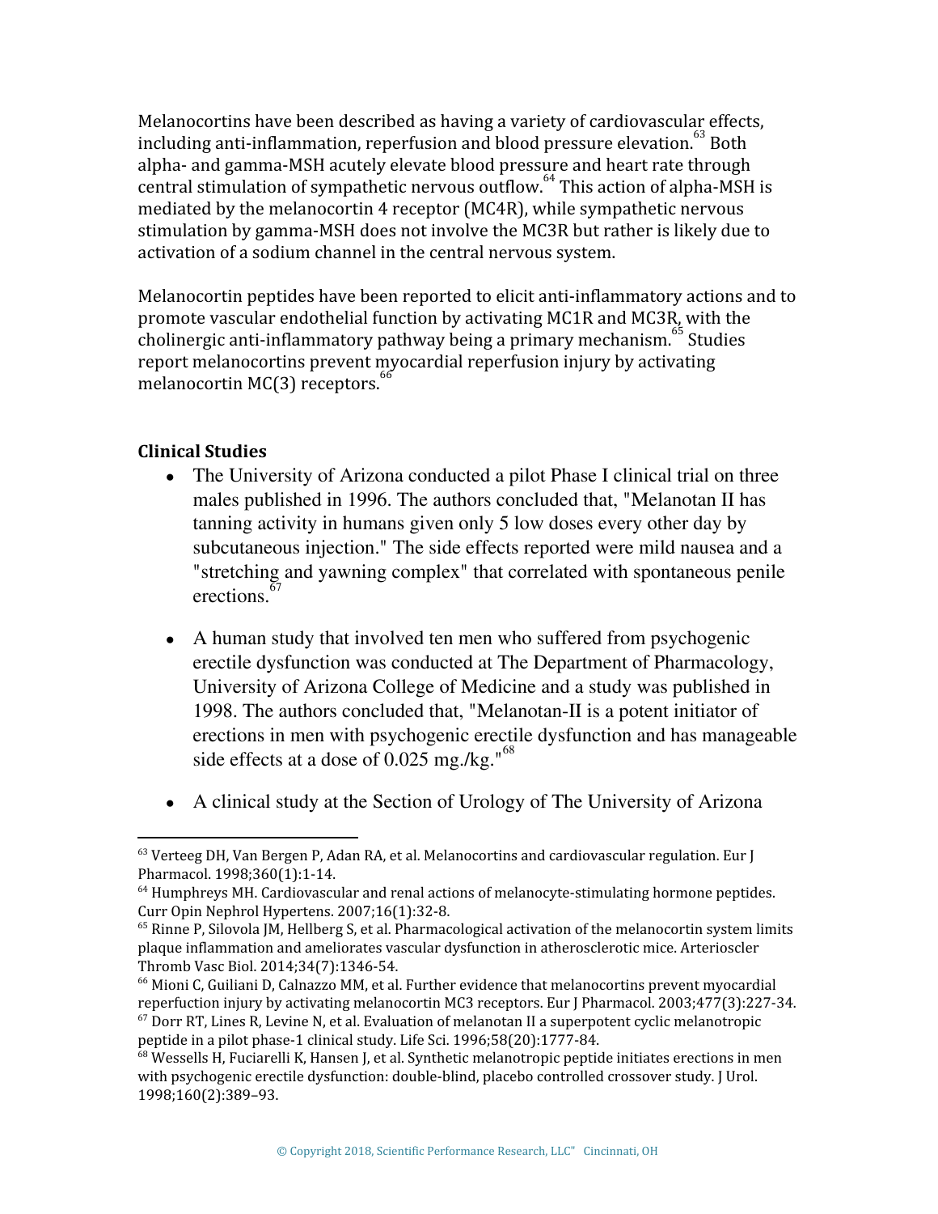Melanocortins have been described as having a variety of cardiovascular effects, including anti-inflammation, reperfusion and blood pressure elevation.[63] Both alpha- and gamma-MSH acutely elevate blood pressure and heart rate through central stimulation of sympathetic nervous outflow.[64] This action of alpha-MSH is mediated by the melanocortin 4 receptor (MC4R), while sympathetic nervous stimulation by gamma-MSH does not involve the MC3R but rather is likely due to activation of a sodium channel in the central nervous system.

Melanocortin peptides have been reported to elicit anti-inflammatory actions and to promote vascular endothelial function by activating MC1R and MC3R, with the cholinergic anti-inflammatory pathway being a primary mechanism.[65] Studies report melanocortins prevent myocardial reperfusion injury by activating melanocortin MC(3) receptors.[66]

### Clinical Studies

- The University of Arizona conducted a pilot Phase I clinical trial on three males published in 1996. The authors concluded that, "Melanotan II has tanning activity in humans given only 5 low doses every other day by subcutaneous injection." The side effects reported were mild nausea and a "stretching and yawning complex" that correlated with spontaneous penile erections.[67]

- A human study that involved ten men who suffered from psychogenic erectile dysfunction was conducted at The Department of Pharmacology, University of Arizona College of Medicine and a study was published in 1998. The authors concluded that, "Melanotan-II is a potent initiator of erections in men with psychogenic erectile dysfunction and has manageable side effects at a dose of 0.025 mg./kg."[68]

- A clinical study at the Section of Urology of The University of Arizona

---

[63] Verteeg DH, Van Bergen P, Adan RA, et al. Melanocortins and cardiovascular regulation. Eur J Pharmacol. 1998;360(1):1-14.

[64] Humphreys MH. Cardiovascular and renal actions of melanocyte-stimulating hormone peptides. Curr Opin Nephrol Hypertens. 2007;16(1):32-8.

[65] Rinne P, Silovola JM, Hellberg S, et al. Pharmacological activation of the melanocortin system limits plaque inflammation and ameliorates vascular dysfunction in atherosclerotic mice. Arterioscler Thromb Vasc Biol. 2014;34(7):1346-54.

[66] Mioni C, Guiliani D, Calnazzo MM, et al. Further evidence that melanocortins prevent myocardial reperfuction injury by activating melanocortin MC3 receptors. Eur J Pharmacol. 2003;477(3):227-34.

[67] Dorr RT, Lines R, Levine N, et al. Evaluation of melanotan II a superpotent cyclic melanotropic peptide in a pilot phase-1 clinical study. Life Sci. 1996;58(20):1777-84.

[68] Wessells H, Fuciarelli K, Hansen J, et al. Synthetic melanotropic peptide initiates erections in men with psychogenic erectile dysfunction: double-blind, placebo controlled crossover study. J Urol. 1998;160(2):389–93.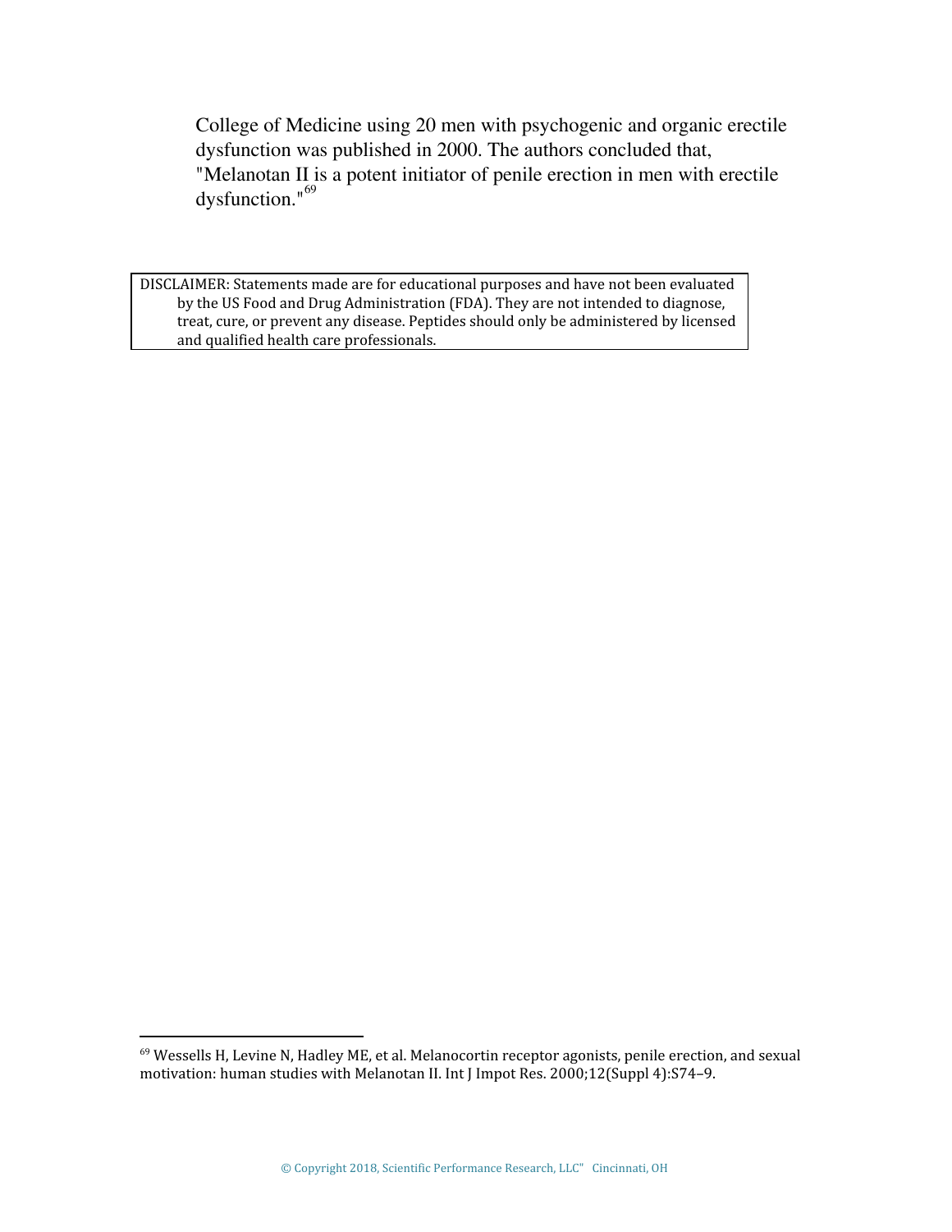College of Medicine using 20 men with psychogenic and organic erectile dysfunction was published in 2000. The authors concluded that, "Melanotan II is a potent initiator of penile erection in men with erectile dysfunction."[69]

DISCLAIMER: Statements made are for educational purposes and have not been evaluated by the US Food and Drug Administration (FDA). They are not intended to diagnose, treat, cure, or prevent any disease. Peptides should only be administered by licensed and qualified health care professionals.

[69] Wessells H, Levine N, Hadley ME, et al. Melanocortin receptor agonists, penile erection, and sexual motivation: human studies with Melanotan II. Int J Impot Res. 2000;12(Suppl 4):S74–9.

© Copyright 2018, Scientific Performance Research, LLC" Cincinnati, OH